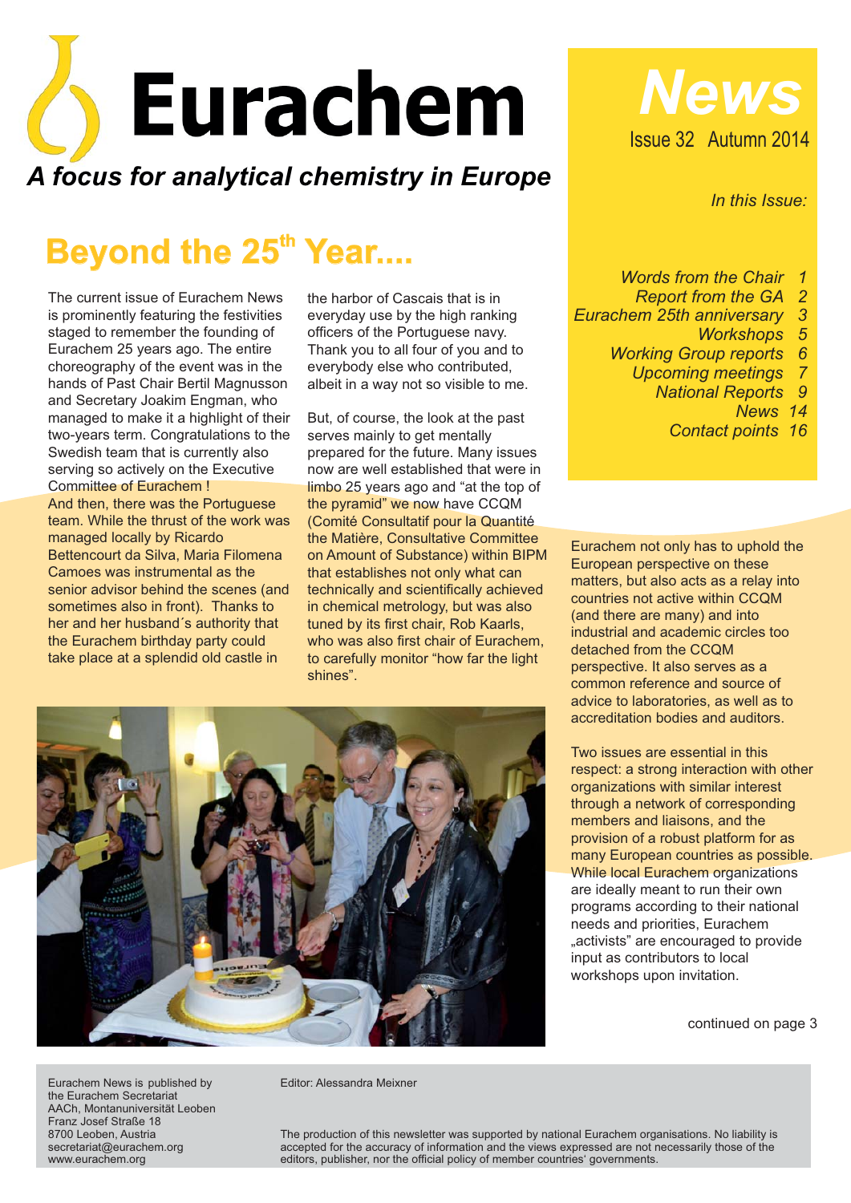# Eurachem

*A focus for analytical chemistry in Europe*

**News**
Issue 32 Autumn 2014

*In this Issue:*

*Words from the Chair 1*
*Report from the GA 2*
*Eurachem 25th anniversary 3*
*Workshops 5*
*Working Group reports 6*
*Upcoming meetings 7*
*National Reports 9*
*News 14*
*Contact points 16*

## Beyond the 25th Year....

The current issue of Eurachem News is prominently featuring the festivities staged to remember the founding of Eurachem 25 years ago. The entire choreography of the event was in the hands of Past Chair Bertil Magnusson and Secretary Joakim Engman, who managed to make it a highlight of their two-years term. Congratulations to the Swedish team that is currently also serving so actively on the Executive Committee of Eurachem !

And then, there was the Portuguese team. While the thrust of the work was managed locally by Ricardo Bettencourt da Silva, Maria Filomena Camoes was instrumental as the senior advisor behind the scenes (and sometimes also in front). Thanks to her and her husband´s authority that the Eurachem birthday party could take place at a splendid old castle in the harbor of Cascais that is in everyday use by the high ranking officers of the Portuguese navy. Thank you to all four of you and to everybody else who contributed, albeit in a way not so visible to me.

But, of course, the look at the past serves mainly to get mentally prepared for the future. Many issues now are well established that were in limbo 25 years ago and "at the top of the pyramid" we now have CCQM (Comité Consultatif pour la Quantité the Matière, Consultative Committee on Amount of Substance) within BIPM that establishes not only what can technically and scientifically achieved in chemical metrology, but was also tuned by its first chair, Rob Kaarls, who was also first chair of Eurachem, to carefully monitor "how far the light shines".

Eurachem not only has to uphold the European perspective on these matters, but also acts as a relay into countries not active within CCQM (and there are many) and into industrial and academic circles too detached from the CCQM perspective. It also serves as a common reference and source of advice to laboratories, as well as to accreditation bodies and auditors.

Two issues are essential in this respect: a strong interaction with other organizations with similar interest through a network of corresponding members and liaisons, and the provision of a robust platform for as many European countries as possible. While local Eurachem organizations are ideally meant to run their own programs according to their national needs and priorities, Eurachem „activists" are encouraged to provide input as contributors to local workshops upon invitation.

continued on page 3

Eurachem News is published by the Eurachem Secretariat
AACh, Montanuniversität Leoben
Franz Josef Straße 18
8700 Leoben, Austria
secretariat@eurachem.org
www.eurachem.org

Editor: Alessandra Meixner

The production of this newsletter was supported by national Eurachem organisations. No liability is accepted for the accuracy of information and the views expressed are not necessarily those of the editors, publisher, nor the official policy of member countries' governments.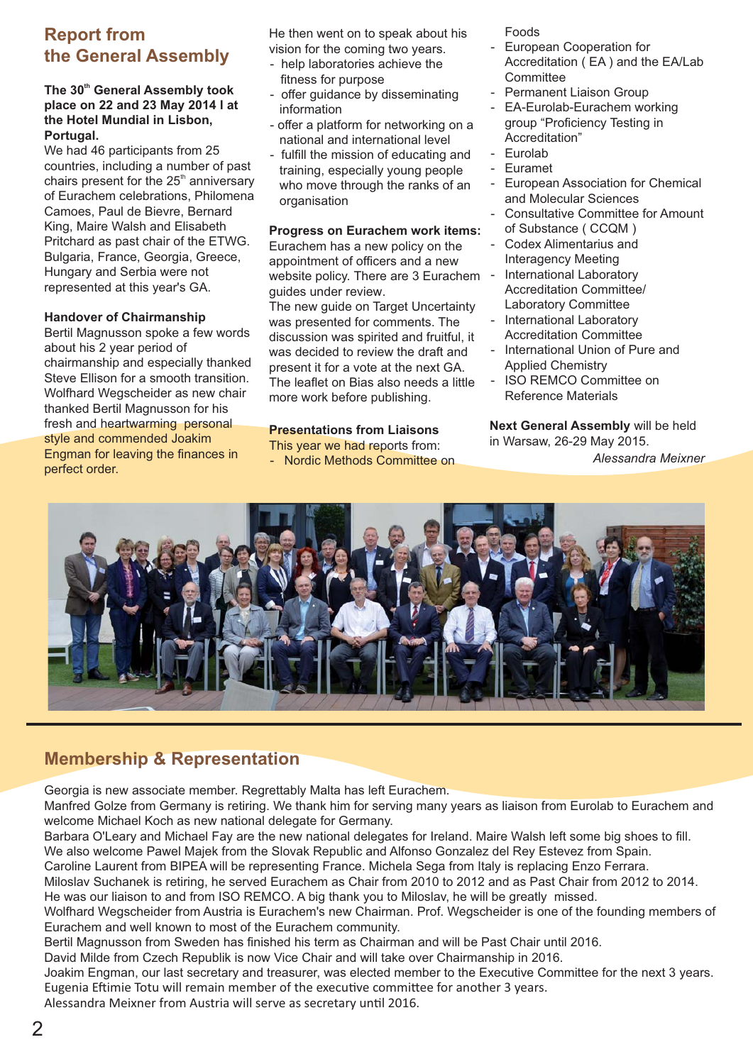## Report from the General Assembly

**The 30th General Assembly took place on 22 and 23 May 2014 I at the Hotel Mundial in Lisbon, Portugal.**

We had 46 participants from 25 countries, including a number of past chairs present for the 25th anniversary of Eurachem celebrations, Philomena Camoes, Paul de Bievre, Bernard King, Maire Walsh and Elisabeth Pritchard as past chair of the ETWG. Bulgaria, France, Georgia, Greece, Hungary and Serbia were not represented at this year's GA.

**Handover of Chairmanship**

Bertil Magnusson spoke a few words about his 2 year period of chairmanship and especially thanked Steve Ellison for a smooth transition. Wolfhard Wegscheider as new chair thanked Bertil Magnusson for his fresh and heartwarming personal style and commended Joakim Engman for leaving the finances in perfect order.

He then went on to speak about his vision for the coming two years.

- help laboratories achieve the fitness for purpose
- offer guidance by disseminating information
- offer a platform for networking on a national and international level
- fulfill the mission of educating and training, especially young people who move through the ranks of an organisation

**Progress on Eurachem work items:**

Eurachem has a new policy on the appointment of officers and a new website policy. There are 3 Eurachem guides under review.

The new guide on Target Uncertainty was presented for comments. The discussion was spirited and fruitful, it was decided to review the draft and present it for a vote at the next GA.

The leaflet on Bias also needs a little more work before publishing.

**Presentations from Liaisons**

This year we had reports from:

- Nordic Methods Committee on Foods
- European Cooperation for Accreditation ( EA ) and the EA/Lab Committee
- Permanent Liaison Group
- EA-Eurolab-Eurachem working group "Proficiency Testing in Accreditation"
- Eurolab
- Euramet
- European Association for Chemical and Molecular Sciences
- Consultative Committee for Amount of Substance ( CCQM )
- Codex Alimentarius and Interagency Meeting
- International Laboratory Accreditation Committee/ Laboratory Committee
- International Laboratory Accreditation Committee
- International Union of Pure and Applied Chemistry
- ISO REMCO Committee on Reference Materials

**Next General Assembly** will be held in Warsaw, 26-29 May 2015.

*Alessandra Meixner*

## Membership & Representation

Georgia is new associate member. Regrettably Malta has left Eurachem.

Manfred Golze from Germany is retiring. We thank him for serving many years as liaison from Eurolab to Eurachem and welcome Michael Koch as new national delegate for Germany.

Barbara O'Leary and Michael Fay are the new national delegates for Ireland. Maire Walsh left some big shoes to fill.

We also welcome Pawel Majek from the Slovak Republic and Alfonso Gonzalez del Rey Estevez from Spain.

Caroline Laurent from BIPEA will be representing France. Michela Sega from Italy is replacing Enzo Ferrara.

Miloslav Suchanek is retiring, he served Eurachem as Chair from 2010 to 2012 and as Past Chair from 2012 to 2014. He was our liaison to and from ISO REMCO. A big thank you to Miloslav, he will be greatly missed.

Wolfhard Wegscheider from Austria is Eurachem's new Chairman. Prof. Wegscheider is one of the founding members of Eurachem and well known to most of the Eurachem community.

Bertil Magnusson from Sweden has finished his term as Chairman and will be Past Chair until 2016.

David Milde from Czech Republik is now Vice Chair and will take over Chairmanship in 2016.

Joakim Engman, our last secretary and treasurer, was elected member to the Executive Committee for the next 3 years.

Eugenia Eftimie Totu will remain member of the executive committee for another 3 years.

Alessandra Meixner from Austria will serve as secretary until 2016.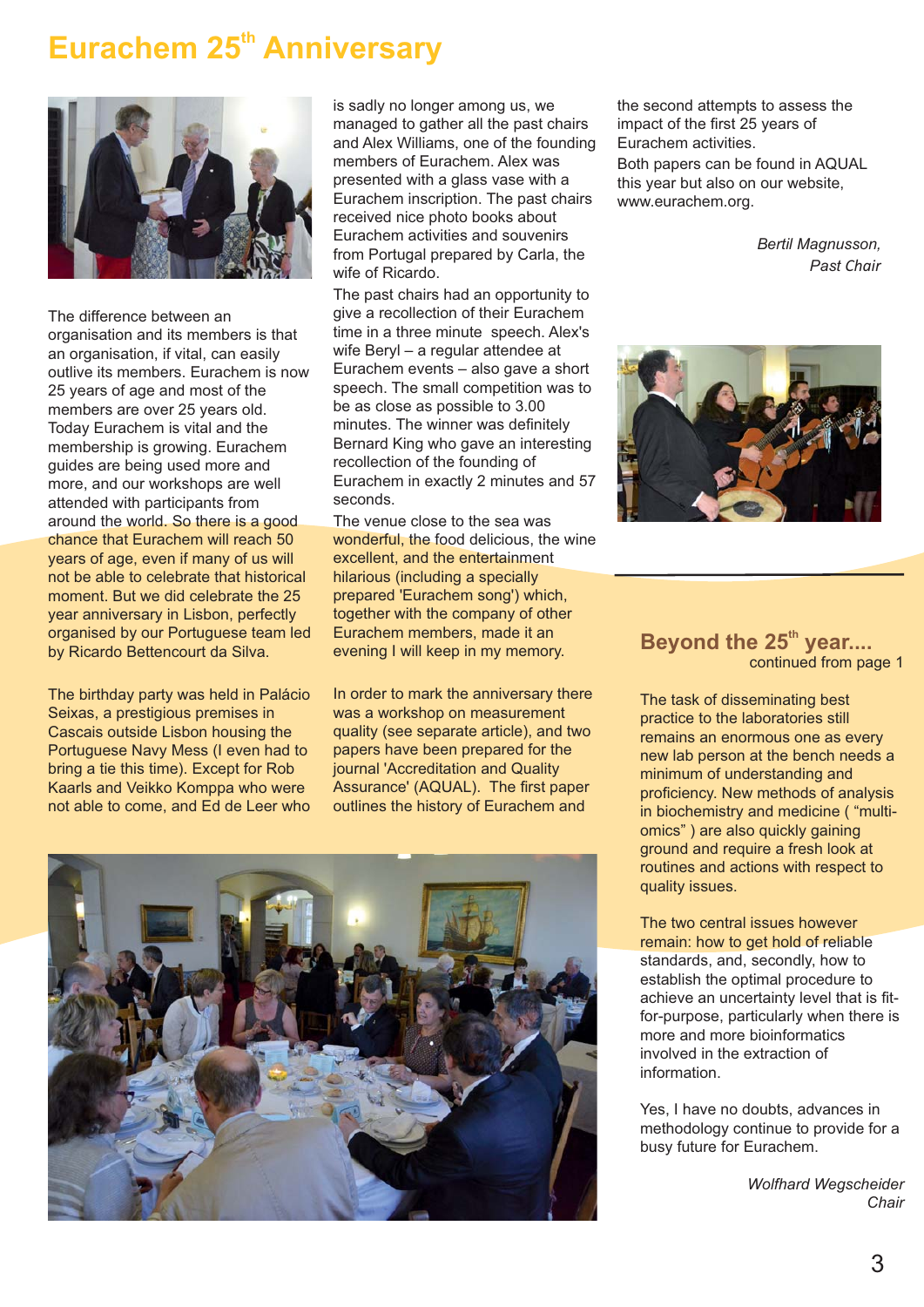# Eurachem 25th Anniversary

The difference between an organisation and its members is that an organisation, if vital, can easily outlive its members. Eurachem is now 25 years of age and most of the members are over 25 years old. Today Eurachem is vital and the membership is growing. Eurachem guides are being used more and more, and our workshops are well attended with participants from around the world. So there is a good chance that Eurachem will reach 50 years of age, even if many of us will not be able to celebrate that historical moment. But we did celebrate the 25 year anniversary in Lisbon, perfectly organised by our Portuguese team led by Ricardo Bettencourt da Silva.

The birthday party was held in Palácio Seixas, a prestigious premises in Cascais outside Lisbon housing the Portuguese Navy Mess (I even had to bring a tie this time). Except for Rob Kaarls and Veikko Komppa who were not able to come, and Ed de Leer who is sadly no longer among us, we managed to gather all the past chairs and Alex Williams, one of the founding members of Eurachem. Alex was presented with a glass vase with a Eurachem inscription. The past chairs received nice photo books about Eurachem activities and souvenirs from Portugal prepared by Carla, the wife of Ricardo.

The past chairs had an opportunity to give a recollection of their Eurachem time in a three minute speech. Alex's wife Beryl – a regular attendee at Eurachem events – also gave a short speech. The small competition was to be as close as possible to 3.00 minutes. The winner was definitely Bernard King who gave an interesting recollection of the founding of Eurachem in exactly 2 minutes and 57 seconds.

The venue close to the sea was wonderful, the food delicious, the wine excellent, and the entertainment hilarious (including a specially prepared 'Eurachem song') which, together with the company of other Eurachem members, made it an evening I will keep in my memory.

In order to mark the anniversary there was a workshop on measurement quality (see separate article), and two papers have been prepared for the journal 'Accreditation and Quality Assurance' (AQUAL). The first paper outlines the history of Eurachem and the second attempts to assess the impact of the first 25 years of Eurachem activities.

Both papers can be found in AQUAL this year but also on our website, www.eurachem.org.

*Bertil Magnusson,*
*Past Chair*

## Beyond the 25th year....

continued from page 1

The task of disseminating best practice to the laboratories still remains an enormous one as every new lab person at the bench needs a minimum of understanding and proficiency. New methods of analysis in biochemistry and medicine ( “multi-omics” ) are also quickly gaining ground and require a fresh look at routines and actions with respect to quality issues.

The two central issues however remain: how to get hold of reliable standards, and, secondly, how to establish the optimal procedure to achieve an uncertainty level that is fit-for-purpose, particularly when there is more and more bioinformatics involved in the extraction of information.

Yes, I have no doubts, advances in methodology continue to provide for a busy future for Eurachem.

*Wolfhard Wegscheider*
*Chair*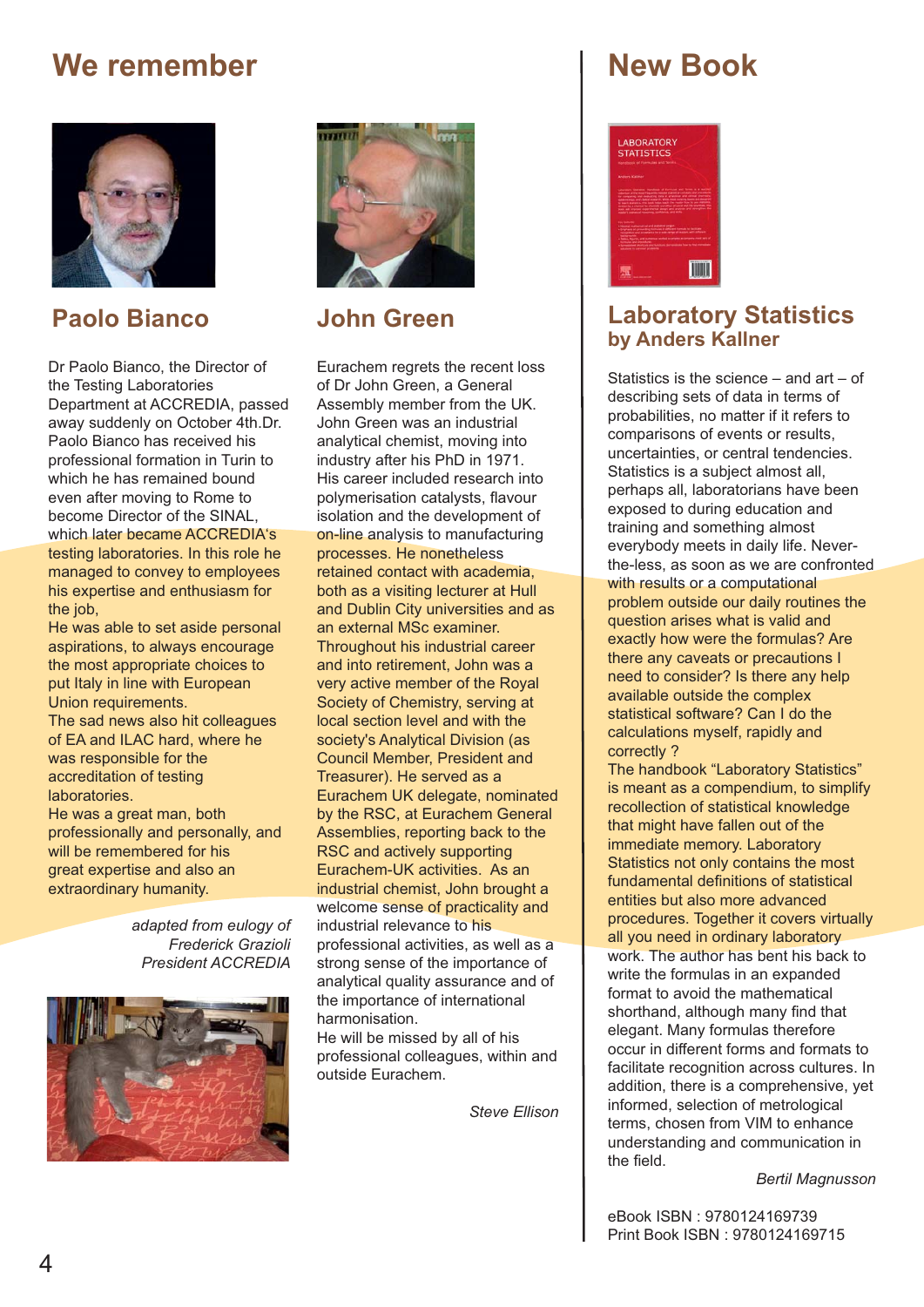# We remember

## Paolo Bianco

Dr Paolo Bianco, the Director of the Testing Laboratories Department at ACCREDIA, passed away suddenly on October 4th.Dr. Paolo Bianco has received his professional formation in Turin to which he has remained bound even after moving to Rome to become Director of the SINAL, which later became ACCREDIA's testing laboratories. In this role he managed to convey to employees his expertise and enthusiasm for the job,

He was able to set aside personal aspirations, to always encourage the most appropriate choices to put Italy in line with European Union requirements.

The sad news also hit colleagues of EA and ILAC hard, where he was responsible for the accreditation of testing laboratories.

He was a great man, both professionally and personally, and will be remembered for his great expertise and also an extraordinary humanity.

*adapted from eulogy of Frederick Grazioli President ACCREDIA*

## John Green

Eurachem regrets the recent loss of Dr John Green, a General Assembly member from the UK. John Green was an industrial analytical chemist, moving into industry after his PhD in 1971. His career included research into polymerisation catalysts, flavour isolation and the development of on-line analysis to manufacturing processes. He nonetheless retained contact with academia, both as a visiting lecturer at Hull and Dublin City universities and as an external MSc examiner. Throughout his industrial career and into retirement, John was a very active member of the Royal Society of Chemistry, serving at local section level and with the society's Analytical Division (as Council Member, President and Treasurer). He served as a Eurachem UK delegate, nominated by the RSC, at Eurachem General Assemblies, reporting back to the RSC and actively supporting Eurachem-UK activities. As an industrial chemist, John brought a welcome sense of practicality and industrial relevance to his professional activities, as well as a strong sense of the importance of analytical quality assurance and of the importance of international harmonisation.

He will be missed by all of his professional colleagues, within and outside Eurachem.

*Steve Ellison*

# New Book

## Laboratory Statistics
### by Anders Kallner

Statistics is the science – and art – of describing sets of data in terms of probabilities, no matter if it refers to comparisons of events or results, uncertainties, or central tendencies. Statistics is a subject almost all, perhaps all, laboratorians have been exposed to during education and training and something almost everybody meets in daily life. Never-the-less, as soon as we are confronted with results or a computational problem outside our daily routines the question arises what is valid and exactly how were the formulas? Are there any caveats or precautions I need to consider? Is there any help available outside the complex statistical software? Can I do the calculations myself, rapidly and correctly ?

The handbook "Laboratory Statistics" is meant as a compendium, to simplify recollection of statistical knowledge that might have fallen out of the immediate memory. Laboratory Statistics not only contains the most fundamental definitions of statistical entities but also more advanced procedures. Together it covers virtually all you need in ordinary laboratory work. The author has bent his back to write the formulas in an expanded format to avoid the mathematical shorthand, although many find that elegant. Many formulas therefore occur in different forms and formats to facilitate recognition across cultures. In addition, there is a comprehensive, yet informed, selection of metrological terms, chosen from VIM to enhance understanding and communication in the field.

*Bertil Magnusson*

eBook ISBN : 9780124169739
Print Book ISBN : 9780124169715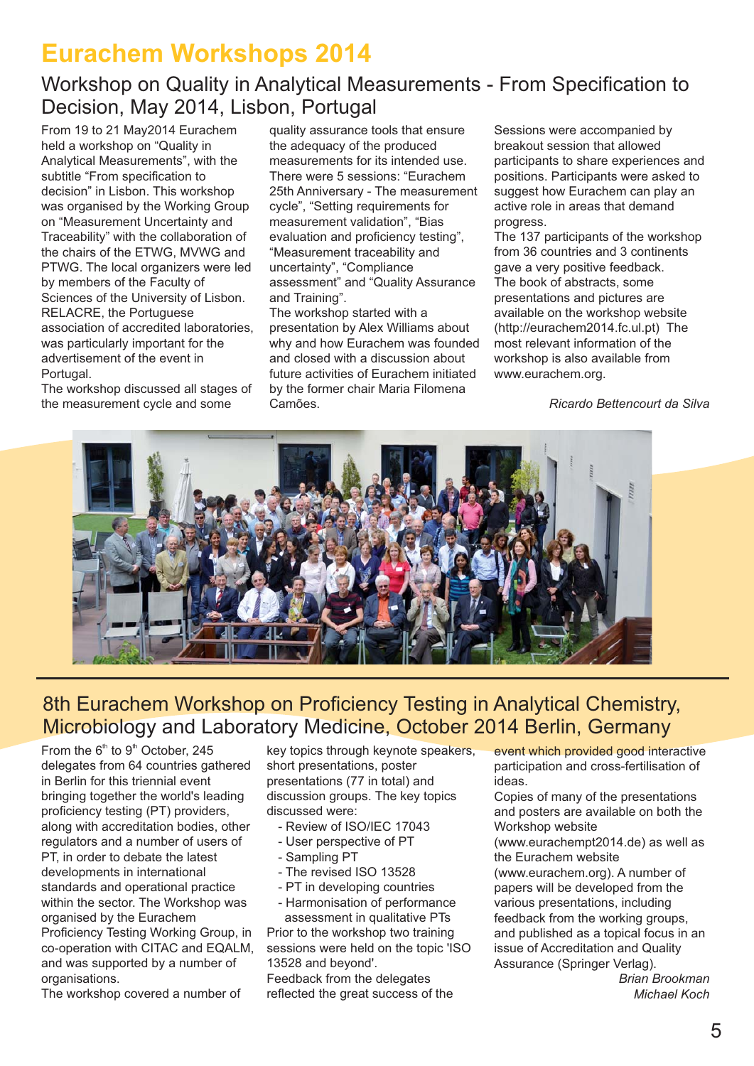# Eurachem Workshops 2014

## Workshop on Quality in Analytical Measurements - From Specification to Decision, May 2014, Lisbon, Portugal

From 19 to 21 May2014 Eurachem held a workshop on "Quality in Analytical Measurements", with the subtitle "From specification to decision" in Lisbon. This workshop was organised by the Working Group on "Measurement Uncertainty and Traceability" with the collaboration of the chairs of the ETWG, MVWG and PTWG. The local organizers were led by members of the Faculty of Sciences of the University of Lisbon. RELACRE, the Portuguese association of accredited laboratories, was particularly important for the advertisement of the event in Portugal.

The workshop discussed all stages of the measurement cycle and some quality assurance tools that ensure the adequacy of the produced measurements for its intended use. There were 5 sessions: "Eurachem 25th Anniversary - The measurement cycle", "Setting requirements for measurement validation", "Bias evaluation and proficiency testing", "Measurement traceability and uncertainty", "Compliance assessment" and "Quality Assurance and Training".

The workshop started with a presentation by Alex Williams about why and how Eurachem was founded and closed with a discussion about future activities of Eurachem initiated by the former chair Maria Filomena Camões.

Sessions were accompanied by breakout session that allowed participants to share experiences and positions. Participants were asked to suggest how Eurachem can play an active role in areas that demand progress.

The 137 participants of the workshop from 36 countries and 3 continents gave a very positive feedback. The book of abstracts, some presentations and pictures are available on the workshop website (http://eurachem2014.fc.ul.pt) The most relevant information of the workshop is also available from www.eurachem.org.

*Ricardo Bettencourt da Silva*

## 8th Eurachem Workshop on Proficiency Testing in Analytical Chemistry, Microbiology and Laboratory Medicine, October 2014 Berlin, Germany

From the 6th to 9th October, 245 delegates from 64 countries gathered in Berlin for this triennial event bringing together the world's leading proficiency testing (PT) providers, along with accreditation bodies, other regulators and a number of users of PT, in order to debate the latest developments in international standards and operational practice within the sector. The Workshop was organised by the Eurachem Proficiency Testing Working Group, in co-operation with CITAC and EQALM, and was supported by a number of organisations.

The workshop covered a number of key topics through keynote speakers, short presentations, poster presentations (77 in total) and discussion groups. The key topics discussed were:

- Review of ISO/IEC 17043
- User perspective of PT
- Sampling PT
- The revised ISO 13528
- PT in developing countries
- Harmonisation of performance assessment in qualitative PTs

Prior to the workshop two training sessions were held on the topic 'ISO 13528 and beyond'.

Feedback from the delegates reflected the great success of the event which provided good interactive participation and cross-fertilisation of ideas.

Copies of many of the presentations and posters are available on both the Workshop website (www.eurachempt2014.de) as well as the Eurachem website (www.eurachem.org). A number of papers will be developed from the various presentations, including feedback from the working groups, and published as a topical focus in an issue of Accreditation and Quality Assurance (Springer Verlag).

*Brian Brookman*
*Michael Koch*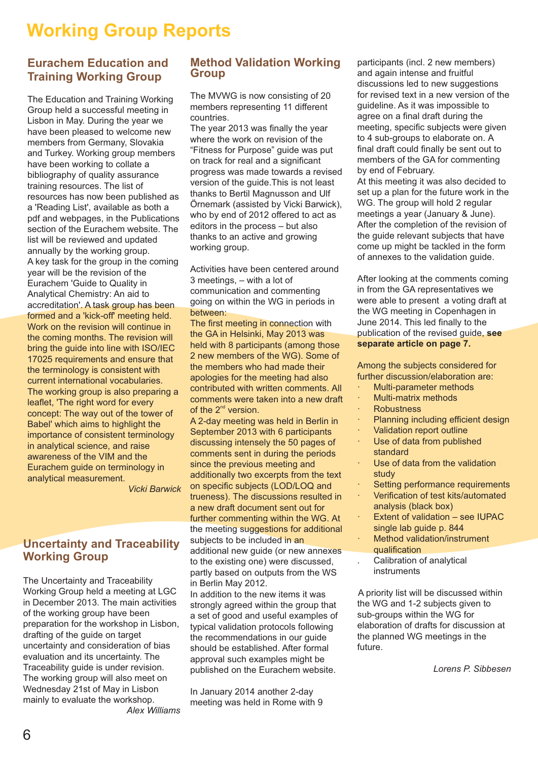# Working Group Reports

## Eurachem Education and Training Working Group

The Education and Training Working Group held a successful meeting in Lisbon in May. During the year we have been pleased to welcome new members from Germany, Slovakia and Turkey. Working group members have been working to collate a bibliography of quality assurance training resources. The list of resources has now been published as a 'Reading List', available as both a pdf and webpages, in the Publications section of the Eurachem website. The list will be reviewed and updated annually by the working group.

A key task for the group in the coming year will be the revision of the Eurachem 'Guide to Quality in Analytical Chemistry: An aid to accreditation'. A task group has been formed and a 'kick-off' meeting held. Work on the revision will continue in the coming months. The revision will bring the guide into line with ISO/IEC 17025 requirements and ensure that the terminology is consistent with current international vocabularies.

The working group is also preparing a leaflet, 'The right word for every concept: The way out of the tower of Babel' which aims to highlight the importance of consistent terminology in analytical science, and raise awareness of the VIM and the Eurachem guide on terminology in analytical measurement.

*Vicki Barwick*

## Uncertainty and Traceability Working Group

The Uncertainty and Traceability Working Group held a meeting at LGC in December 2013. The main activities of the working group have been preparation for the workshop in Lisbon, drafting of the guide on target uncertainty and consideration of bias evaluation and its uncertainty. The Traceability guide is under revision. The working group will also meet on Wednesday 21st of May in Lisbon mainly to evaluate the workshop.

*Alex Williams*

## Method Validation Working Group

The MVWG is now consisting of 20 members representing 11 different countries.

The year 2013 was finally the year where the work on revision of the "Fitness for Purpose" guide was put on track for real and a significant progress was made towards a revised version of the guide.This is not least thanks to Bertil Magnusson and Ulf Örnemark (assisted by Vicki Barwick), who by end of 2012 offered to act as editors in the process – but also thanks to an active and growing working group.

Activities have been centered around 3 meetings, – with a lot of communication and commenting going on within the WG in periods in between:

The first meeting in connection with the GA in Helsinki, May 2013 was held with 8 participants (among those 2 new members of the WG). Some of the members who had made their apologies for the meeting had also contributed with written comments. All comments were taken into a new draft of the 2nd version.

A 2-day meeting was held in Berlin in September 2013 with 6 participants discussing intensely the 50 pages of comments sent in during the periods since the previous meeting and additionally two excerpts from the text on specific subjects (LOD/LOQ and trueness). The discussions resulted in a new draft document sent out for further commenting within the WG. At the meeting suggestions for additional subjects to be included in an additional new guide (or new annexes to the existing one) were discussed, partly based on outputs from the WS in Berlin May 2012.

In addition to the new items it was strongly agreed within the group that a set of good and useful examples of typical validation protocols following the recommendations in our guide should be established. After formal approval such examples might be published on the Eurachem website.

In January 2014 another 2-day meeting was held in Rome with 9 participants (incl. 2 new members) and again intense and fruitful discussions led to new suggestions for revised text in a new version of the guideline. As it was impossible to agree on a final draft during the meeting, specific subjects were given to 4 sub-groups to elaborate on. A final draft could finally be sent out to members of the GA for commenting by end of February.

At this meeting it was also decided to set up a plan for the future work in the WG. The group will hold 2 regular meetings a year (January & June). After the completion of the revision of the guide relevant subjects that have come up might be tackled in the form of annexes to the validation guide.

After looking at the comments coming in from the GA representatives we were able to present a voting draft at the WG meeting in Copenhagen in June 2014. This led finally to the publication of the revised guide, **see separate article on page 7.**

Among the subjects considered for further discussion/elaboration are:

- Multi-parameter methods
- Multi-matrix methods
- Robustness
- Planning including efficient design
- Validation report outline
- Use of data from published standard
- Use of data from the validation study
- Setting performance requirements
- Verification of test kits/automated analysis (black box)
- Extent of validation – see IUPAC single lab guide p. 844
- Method validation/instrument qualification
- Calibration of analytical instruments

A priority list will be discussed within the WG and 1-2 subjects given to sub-groups within the WG for elaboration of drafts for discussion at the planned WG meetings in the future.

*Lorens P. Sibbesen*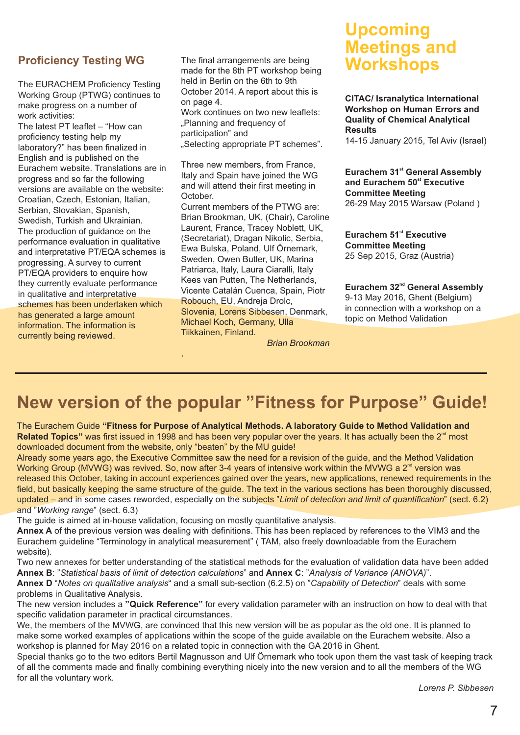## Proficiency Testing WG

The EURACHEM Proficiency Testing Working Group (PTWG) continues to make progress on a number of work activities:
The latest PT leaflet – "How can proficiency testing help my laboratory?" has been finalized in English and is published on the Eurachem website. Translations are in progress and so far the following versions are available on the website: Croatian, Czech, Estonian, Italian, Serbian, Slovakian, Spanish, Swedish, Turkish and Ukrainian.
The production of guidance on the performance evaluation in qualitative and interpretative PT/EQA schemes is progressing. A survey to current PT/EQA providers to enquire how they currently evaluate performance in qualitative and interpretative schemes has been undertaken which has generated a large amount information. The information is currently being reviewed.

The final arrangements are being made for the 8th PT workshop being held in Berlin on the 6th to 9th October 2014. A report about this is on page 4.
Work continues on two new leaflets: „Planning and frequency of participation" and „Selecting appropriate PT schemes".

Three new members, from France, Italy and Spain have joined the WG and will attend their first meeting in October.
Current members of the PTWG are: Brian Brookman, UK, (Chair), Caroline Laurent, France, Tracey Noblett, UK, (Secretariat), Dragan Nikolic, Serbia, Ewa Bulska, Poland, Ulf Örnemark, Sweden, Owen Butler, UK, Marina Patriarca, Italy, Laura Ciaralli, Italy Kees van Putten, The Netherlands, Vicente Catalán Cuenca, Spain, Piotr Robouch, EU, Andreja Drolc, Slovenia, Lorens Sibbesen, Denmark, Michael Koch, Germany, Ulla Tiikkainen, Finland.

*Brian Brookman*

## Upcoming Meetings and Workshops

**CITAC/ Isranalytica International Workshop on Human Errors and Quality of Chemical Analytical Results**
14-15 January 2015, Tel Aviv (Israel)

**Eurachem 31st General Assembly and Eurachem 50st Executive Committee Meeting**
26-29 May 2015 Warsaw (Poland )

**Eurachem 51st Executive Committee Meeting**
25 Sep 2015, Graz (Austria)

**Eurachem 32nd General Assembly**
9-13 May 2016, Ghent (Belgium)
in connection with a workshop on a topic on Method Validation

# New version of the popular "Fitness for Purpose" Guide!

The Eurachem Guide **"Fitness for Purpose of Analytical Methods. A laboratory Guide to Method Validation and Related Topics"** was first issued in 1998 and has been very popular over the years. It has actually been the 2nd most downloaded document from the website, only "beaten" by the MU guide!
Already some years ago, the Executive Committee saw the need for a revision of the guide, and the Method Validation Working Group (MVWG) was revived. So, now after 3-4 years of intensive work within the MVWG a 2nd version was released this October, taking in account experiences gained over the years, new applications, renewed requirements in the field, but basically keeping the same structure of the guide. The text in the various sections has been thoroughly discussed, updated – and in some cases reworded, especially on the subjects "*Limit of detection and limit of quantification*" (sect. 6.2) and "*Working range*" (sect. 6.3)
The guide is aimed at in-house validation, focusing on mostly quantitative analysis.
**Annex A** of the previous version was dealing with definitions. This has been replaced by references to the VIM3 and the Eurachem guideline "Terminology in analytical measurement" ( TAM, also freely downloadable from the Eurachem website).
Two new annexes for better understanding of the statistical methods for the evaluation of validation data have been added **Annex B**: "*Statistical basis of limit of detection calculations*" and **Annex C**: "*Analysis of Variance (ANOVA)*".
**Annex D** "*Notes on qualitative analysis*" and a small sub-section (6.2.5) on "*Capability of Detection*" deals with some problems in Qualitative Analysis.
The new version includes a **"Quick Reference"** for every validation parameter with an instruction on how to deal with that specific validation parameter in practical circumstances.
We, the members of the MVWG, are convinced that this new version will be as popular as the old one. It is planned to make some worked examples of applications within the scope of the guide available on the Eurachem website. Also a workshop is planned for May 2016 on a related topic in connection with the GA 2016 in Ghent.
Special thanks go to the two editors Bertil Magnusson and Ulf Örnemark who took upon them the vast task of keeping track of all the comments made and finally combining everything nicely into the new version and to all the members of the WG for all the voluntary work.

*Lorens P. Sibbesen*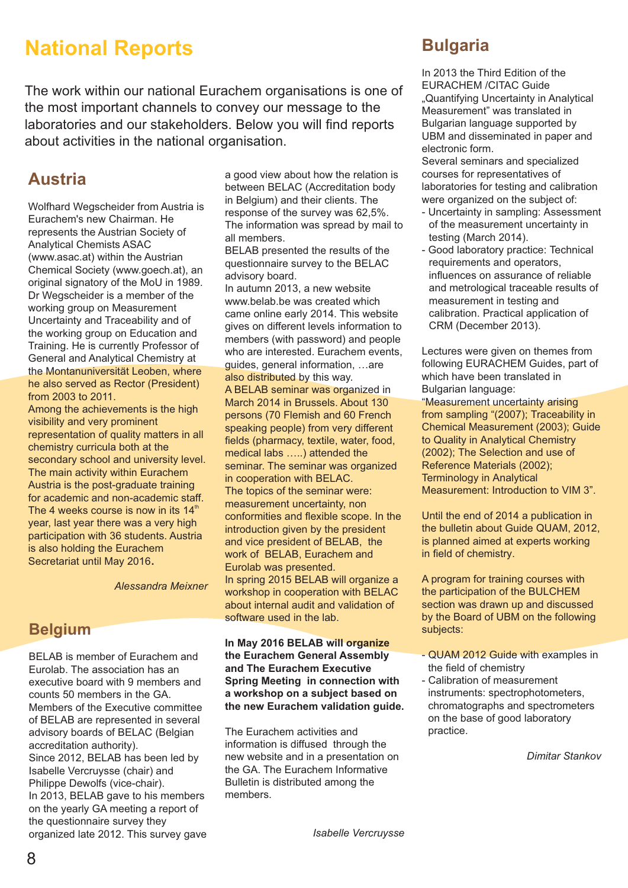# National Reports

The work within our national Eurachem organisations is one of the most important channels to convey our message to the laboratories and our stakeholders. Below you will find reports about activities in the national organisation.

## Austria

Wolfhard Wegscheider from Austria is Eurachem's new Chairman. He represents the Austrian Society of Analytical Chemists ASAC (www.asac.at) within the Austrian Chemical Society (www.goech.at), an original signatory of the MoU in 1989. Dr Wegscheider is a member of the working group on Measurement Uncertainty and Traceability and of the working group on Education and Training. He is currently Professor of General and Analytical Chemistry at the Montanuniversität Leoben, where he also served as Rector (President) from 2003 to 2011.
Among the achievements is the high visibility and very prominent representation of quality matters in all chemistry curricula both at the secondary school and university level. The main activity within Eurachem Austria is the post-graduate training for academic and non-academic staff. The 4 weeks course is now in its 14th year, last year there was a very high participation with 36 students. Austria is also holding the Eurachem Secretariat until May 2016.

*Alessandra Meixner*

## Belgium

BELAB is member of Eurachem and Eurolab. The association has an executive board with 9 members and counts 50 members in the GA. Members of the Executive committee of BELAB are represented in several advisory boards of BELAC (Belgian accreditation authority).
Since 2012, BELAB has been led by Isabelle Vercruysse (chair) and Philippe Dewolfs (vice-chair).
In 2013, BELAB gave to his members on the yearly GA meeting a report of the questionnaire survey they organized late 2012. This survey gave a good view about how the relation is between BELAC (Accreditation body in Belgium) and their clients. The response of the survey was 62,5%. The information was spread by mail to all members.
BELAB presented the results of the questionnaire survey to the BELAC advisory board.
In autumn 2013, a new website www.belab.be was created which came online early 2014. This website gives on different levels information to members (with password) and people who are interested. Eurachem events, guides, general information, …are also distributed by this way.
A BELAB seminar was organized in March 2014 in Brussels. About 130 persons (70 Flemish and 60 French speaking people) from very different fields (pharmacy, textile, water, food, medical labs …..) attended the seminar. The seminar was organized in cooperation with BELAC.
The topics of the seminar were: measurement uncertainty, non conformities and flexible scope. In the introduction given by the president and vice president of BELAB, the work of BELAB, Eurachem and Eurolab was presented.
In spring 2015 BELAB will organize a workshop in cooperation with BELAC about internal audit and validation of software used in the lab.

**In May 2016 BELAB will organize the Eurachem General Assembly and The Eurachem Executive Spring Meeting in connection with a workshop on a subject based on the new Eurachem validation guide.**

The Eurachem activities and information is diffused through the new website and in a presentation on the GA. The Eurachem Informative Bulletin is distributed among the members.

*Isabelle Vercruysse*

## Bulgaria

In 2013 the Third Edition of the EURACHEM /CITAC Guide „Quantifying Uncertainty in Analytical Measurement" was translated in Bulgarian language supported by UBM and disseminated in paper and electronic form.
Several seminars and specialized courses for representatives of laboratories for testing and calibration were organized on the subject of:

- Uncertainty in sampling: Assessment of the measurement uncertainty in testing (March 2014).
- Good laboratory practice: Technical requirements and operators, influences on assurance of reliable and metrological traceable results of measurement in testing and calibration. Practical application of CRM (December 2013).

Lectures were given on themes from following EURACHEM Guides, part of which have been translated in Bulgarian language:
"Measurement uncertainty arising from sampling "(2007); Traceability in Chemical Measurement (2003); Guide to Quality in Analytical Chemistry (2002); The Selection and use of Reference Materials (2002); Terminology in Analytical Measurement: Introduction to VIM 3".

Until the end of 2014 a publication in the bulletin about Guide QUAM, 2012, is planned aimed at experts working in field of chemistry.

A program for training courses with the participation of the BULCHEM section was drawn up and discussed by the Board of UBM on the following subjects:

- QUAM 2012 Guide with examples in the field of chemistry
- Calibration of measurement instruments: spectrophotometers, chromatographs and spectrometers on the base of good laboratory practice.

*Dimitar Stankov*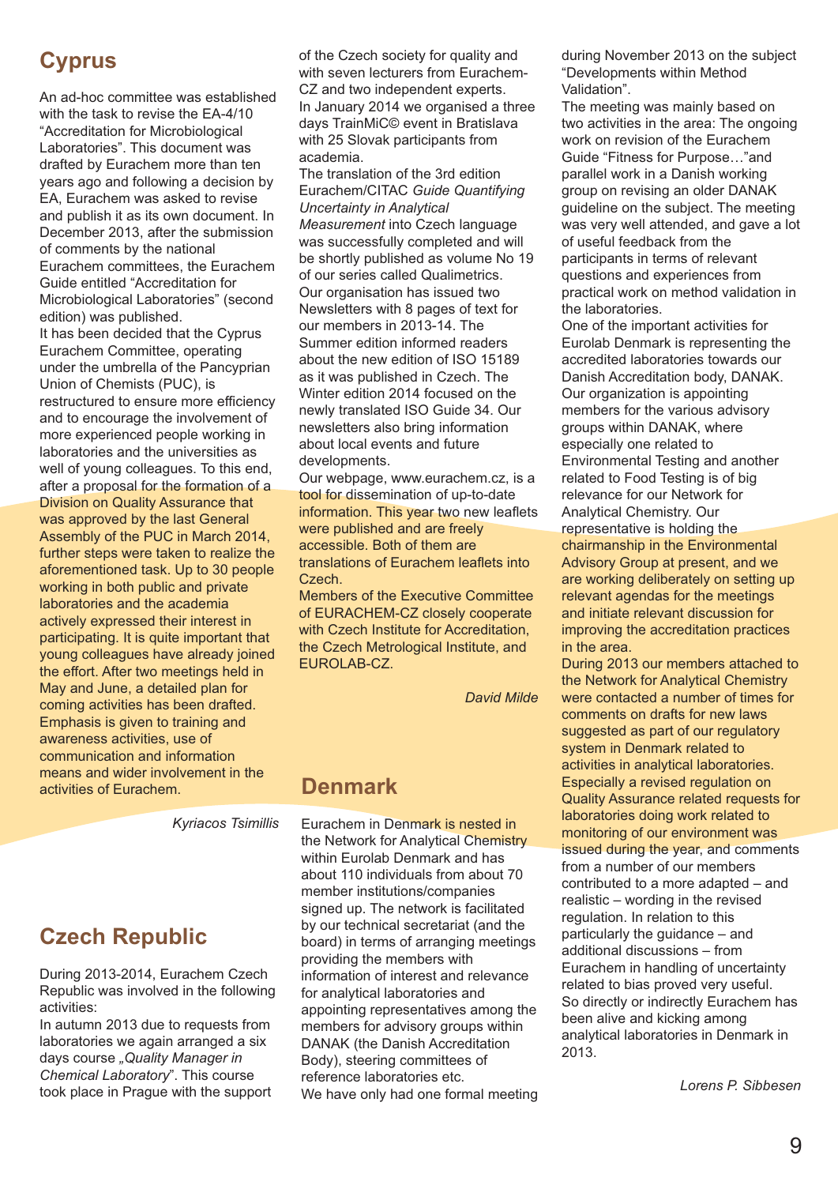## Cyprus

An ad-hoc committee was established with the task to revise the EA-4/10 "Accreditation for Microbiological Laboratories". This document was drafted by Eurachem more than ten years ago and following a decision by EA, Eurachem was asked to revise and publish it as its own document. In December 2013, after the submission of comments by the national Eurachem committees, the Eurachem Guide entitled "Accreditation for Microbiological Laboratories" (second edition) was published.

It has been decided that the Cyprus Eurachem Committee, operating under the umbrella of the Pancyprian Union of Chemists (PUC), is restructured to ensure more efficiency and to encourage the involvement of more experienced people working in laboratories and the universities as well of young colleagues. To this end, after a proposal for the formation of a Division on Quality Assurance that was approved by the last General Assembly of the PUC in March 2014, further steps were taken to realize the aforementioned task. Up to 30 people working in both public and private laboratories and the academia actively expressed their interest in participating. It is quite important that young colleagues have already joined the effort. After two meetings held in May and June, a detailed plan for coming activities has been drafted. Emphasis is given to training and awareness activities, use of communication and information means and wider involvement in the activities of Eurachem.

*Kyriacos Tsimillis*

## Czech Republic

During 2013-2014, Eurachem Czech Republic was involved in the following activities:

In autumn 2013 due to requests from laboratories we again arranged a six days course „*Quality Manager in Chemical Laboratory*". This course took place in Prague with the support of the Czech society for quality and with seven lecturers from Eurachem-CZ and two independent experts.

In January 2014 we organised a three days TrainMiC© event in Bratislava with 25 Slovak participants from academia.

The translation of the 3rd edition Eurachem/CITAC *Guide Quantifying Uncertainty in Analytical Measurement* into Czech language was successfully completed and will be shortly published as volume No 19 of our series called Qualimetrics.

Our organisation has issued two Newsletters with 8 pages of text for our members in 2013-14. The Summer edition informed readers about the new edition of ISO 15189 as it was published in Czech. The Winter edition 2014 focused on the newly translated ISO Guide 34. Our newsletters also bring information about local events and future developments.

Our webpage, www.eurachem.cz, is a tool for dissemination of up-to-date information. This year two new leaflets were published and are freely accessible. Both of them are translations of Eurachem leaflets into Czech.

Members of the Executive Committee of EURACHEM-CZ closely cooperate with Czech Institute for Accreditation, the Czech Metrological Institute, and EUROLAB-CZ.

*David Milde*

## Denmark

Eurachem in Denmark is nested in the Network for Analytical Chemistry within Eurolab Denmark and has about 110 individuals from about 70 member institutions/companies signed up. The network is facilitated by our technical secretariat (and the board) in terms of arranging meetings providing the members with information of interest and relevance for analytical laboratories and appointing representatives among the members for advisory groups within DANAK (the Danish Accreditation Body), steering committees of reference laboratories etc.

We have only had one formal meeting during November 2013 on the subject "Developments within Method Validation".

The meeting was mainly based on two activities in the area: The ongoing work on revision of the Eurachem Guide "Fitness for Purpose…"and parallel work in a Danish working group on revising an older DANAK guideline on the subject. The meeting was very well attended, and gave a lot of useful feedback from the participants in terms of relevant questions and experiences from practical work on method validation in the laboratories.

One of the important activities for Eurolab Denmark is representing the accredited laboratories towards our Danish Accreditation body, DANAK. Our organization is appointing members for the various advisory groups within DANAK, where especially one related to Environmental Testing and another related to Food Testing is of big relevance for our Network for Analytical Chemistry. Our representative is holding the chairmanship in the Environmental Advisory Group at present, and we are working deliberately on setting up relevant agendas for the meetings and initiate relevant discussion for improving the accreditation practices in the area.

During 2013 our members attached to the Network for Analytical Chemistry were contacted a number of times for comments on drafts for new laws suggested as part of our regulatory system in Denmark related to activities in analytical laboratories. Especially a revised regulation on Quality Assurance related requests for laboratories doing work related to monitoring of our environment was issued during the year, and comments from a number of our members contributed to a more adapted – and realistic – wording in the revised regulation. In relation to this particularly the guidance – and additional discussions – from Eurachem in handling of uncertainty related to bias proved very useful.

So directly or indirectly Eurachem has been alive and kicking among analytical laboratories in Denmark in 2013.

*Lorens P. Sibbesen*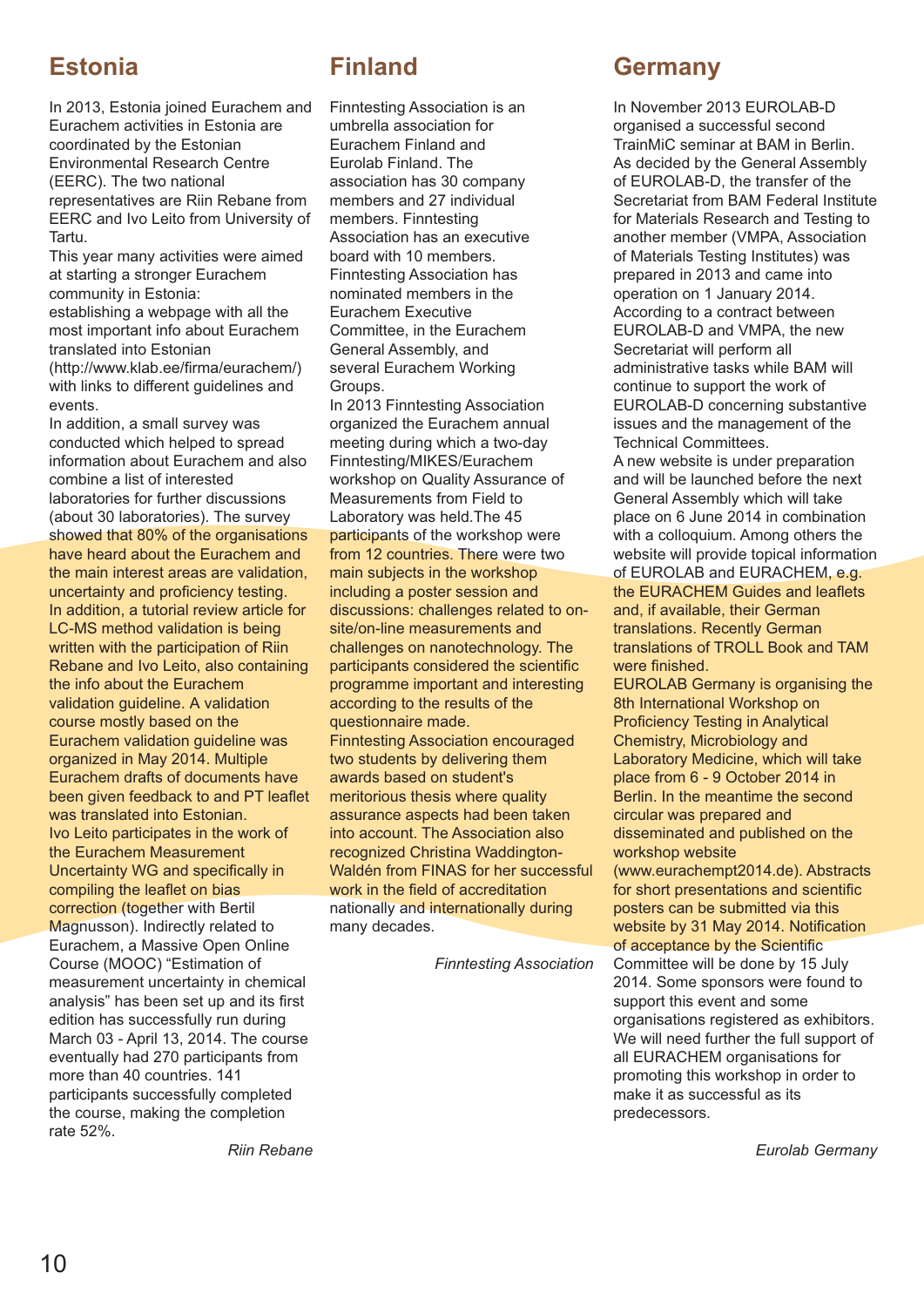## Estonia

In 2013, Estonia joined Eurachem and Eurachem activities in Estonia are coordinated by the Estonian Environmental Research Centre (EERC). The two national representatives are Riin Rebane from EERC and Ivo Leito from University of Tartu.

This year many activities were aimed at starting a stronger Eurachem community in Estonia:

establishing a webpage with all the most important info about Eurachem translated into Estonian (http://www.klab.ee/firma/eurachem/) with links to different guidelines and events.

In addition, a small survey was conducted which helped to spread information about Eurachem and also combine a list of interested laboratories for further discussions (about 30 laboratories). The survey showed that 80% of the organisations have heard about the Eurachem and the main interest areas are validation, uncertainty and proficiency testing.

In addition, a tutorial review article for LC-MS method validation is being written with the participation of Riin Rebane and Ivo Leito, also containing the info about the Eurachem validation guideline. A validation course mostly based on the Eurachem validation guideline was organized in May 2014. Multiple Eurachem drafts of documents have been given feedback to and PT leaflet was translated into Estonian.

Ivo Leito participates in the work of the Eurachem Measurement Uncertainty WG and specifically in compiling the leaflet on bias correction (together with Bertil Magnusson). Indirectly related to Eurachem, a Massive Open Online Course (MOOC) “Estimation of measurement uncertainty in chemical analysis” has been set up and its first edition has successfully run during March 03 - April 13, 2014. The course eventually had 270 participants from more than 40 countries. 141 participants successfully completed the course, making the completion rate 52%.

*Riin Rebane*

## Finland

Finntesting Association is an umbrella association for Eurachem Finland and Eurolab Finland. The association has 30 company members and 27 individual members. Finntesting Association has an executive board with 10 members. Finntesting Association has nominated members in the Eurachem Executive Committee, in the Eurachem General Assembly, and several Eurachem Working Groups.

In 2013 Finntesting Association organized the Eurachem annual meeting during which a two-day Finntesting/MIKES/Eurachem workshop on Quality Assurance of Measurements from Field to Laboratory was held.The 45 participants of the workshop were from 12 countries. There were two main subjects in the workshop including a poster session and discussions: challenges related to on-site/on-line measurements and challenges on nanotechnology. The participants considered the scientific programme important and interesting according to the results of the questionnaire made.

Finntesting Association encouraged two students by delivering them awards based on student's meritorious thesis where quality assurance aspects had been taken into account. The Association also recognized Christina Waddington-Waldén from FINAS for her successful work in the field of accreditation nationally and internationally during many decades.

*Finntesting Association*

## Germany

In November 2013 EUROLAB-D organised a successful second TrainMiC seminar at BAM in Berlin. As decided by the General Assembly of EUROLAB-D, the transfer of the Secretariat from BAM Federal Institute for Materials Research and Testing to another member (VMPA, Association of Materials Testing Institutes) was prepared in 2013 and came into operation on 1 January 2014. According to a contract between EUROLAB-D and VMPA, the new Secretariat will perform all administrative tasks while BAM will continue to support the work of EUROLAB-D concerning substantive issues and the management of the Technical Committees.

A new website is under preparation and will be launched before the next General Assembly which will take place on 6 June 2014 in combination with a colloquium. Among others the website will provide topical information of EUROLAB and EURACHEM, e.g. the EURACHEM Guides and leaflets and, if available, their German translations. Recently German translations of TROLL Book and TAM were finished.

EUROLAB Germany is organising the 8th International Workshop on Proficiency Testing in Analytical Chemistry, Microbiology and Laboratory Medicine, which will take place from 6 - 9 October 2014 in Berlin. In the meantime the second circular was prepared and disseminated and published on the workshop website (www.eurachempt2014.de). Abstracts for short presentations and scientific posters can be submitted via this website by 31 May 2014. Notification of acceptance by the Scientific Committee will be done by 15 July 2014. Some sponsors were found to support this event and some organisations registered as exhibitors. We will need further the full support of all EURACHEM organisations for promoting this workshop in order to make it as successful as its predecessors.

*Eurolab Germany*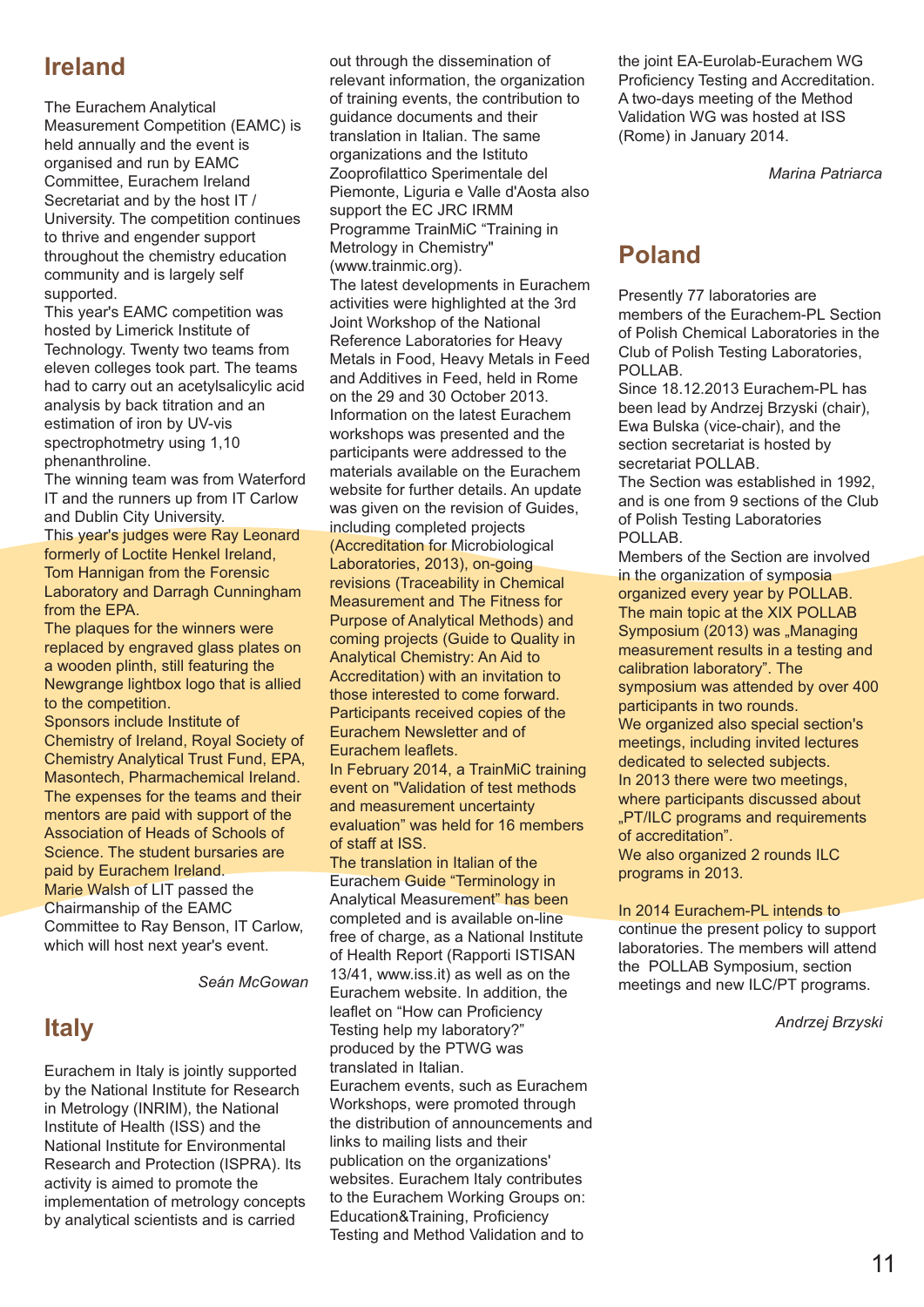## Ireland

The Eurachem Analytical Measurement Competition (EAMC) is held annually and the event is organised and run by EAMC Committee, Eurachem Ireland Secretariat and by the host IT / University. The competition continues to thrive and engender support throughout the chemistry education community and is largely self supported.

This year's EAMC competition was hosted by Limerick Institute of Technology. Twenty two teams from eleven colleges took part. The teams had to carry out an acetylsalicylic acid analysis by back titration and an estimation of iron by UV-vis spectrophotometry using 1,10 phenanthroline.

The winning team was from Waterford IT and the runners up from IT Carlow and Dublin City University.

This year's judges were Ray Leonard formerly of Loctite Henkel Ireland, Tom Hannigan from the Forensic Laboratory and Darragh Cunningham from the EPA.

The plaques for the winners were replaced by engraved glass plates on a wooden plinth, still featuring the Newgrange lightbox logo that is allied to the competition.

Sponsors include Institute of Chemistry of Ireland, Royal Society of Chemistry Analytical Trust Fund, EPA, Masontech, Pharmachemical Ireland.

The expenses for the teams and their mentors are paid with support of the Association of Heads of Schools of Science. The student bursaries are paid by Eurachem Ireland.

Marie Walsh of LIT passed the Chairmanship of the EAMC Committee to Ray Benson, IT Carlow, which will host next year's event.

*Seán McGowan*

## Italy

Eurachem in Italy is jointly supported by the National Institute for Research in Metrology (INRIM), the National Institute of Health (ISS) and the National Institute for Environmental Research and Protection (ISPRA). Its activity is aimed to promote the implementation of metrology concepts by analytical scientists and is carried out through the dissemination of relevant information, the organization of training events, the contribution to guidance documents and their translation in Italian. The same organizations and the Istituto Zooprofilattico Sperimentale del Piemonte, Liguria e Valle d'Aosta also support the EC JRC IRMM Programme TrainMiC "Training in Metrology in Chemistry" (www.trainmic.org).

The latest developments in Eurachem activities were highlighted at the 3rd Joint Workshop of the National Reference Laboratories for Heavy Metals in Food, Heavy Metals in Feed and Additives in Feed, held in Rome on the 29 and 30 October 2013. Information on the latest Eurachem workshops was presented and the participants were addressed to the materials available on the Eurachem website for further details. An update was given on the revision of Guides, including completed projects (Accreditation for Microbiological Laboratories, 2013), on-going revisions (Traceability in Chemical Measurement and The Fitness for Purpose of Analytical Methods) and coming projects (Guide to Quality in Analytical Chemistry: An Aid to Accreditation) with an invitation to those interested to come forward. Participants received copies of the Eurachem Newsletter and of Eurachem leaflets.

In February 2014, a TrainMiC training event on "Validation of test methods and measurement uncertainty evaluation" was held for 16 members of staff at ISS.

The translation in Italian of the Eurachem Guide "Terminology in Analytical Measurement" has been completed and is available on-line free of charge, as a National Institute of Health Report (Rapporti ISTISAN 13/41, www.iss.it) as well as on the Eurachem website. In addition, the leaflet on "How can Proficiency Testing help my laboratory?" produced by the PTWG was translated in Italian.

Eurachem events, such as Eurachem Workshops, were promoted through the distribution of announcements and links to mailing lists and their publication on the organizations' websites. Eurachem Italy contributes to the Eurachem Working Groups on: Education&Training, Proficiency Testing and Method Validation and to the joint EA-Eurolab-Eurachem WG Proficiency Testing and Accreditation. A two-days meeting of the Method Validation WG was hosted at ISS (Rome) in January 2014.

*Marina Patriarca*

## Poland

Presently 77 laboratories are members of the Eurachem-PL Section of Polish Chemical Laboratories in the Club of Polish Testing Laboratories, POLLAB.

Since 18.12.2013 Eurachem-PL has been lead by Andrzej Brzyski (chair), Ewa Bulska (vice-chair), and the section secretariat is hosted by secretariat POLLAB.

The Section was established in 1992, and is one from 9 sections of the Club of Polish Testing Laboratories POLLAB.

Members of the Section are involved in the organization of symposia organized every year by POLLAB. The main topic at the XIX POLLAB Symposium (2013) was „Managing measurement results in a testing and calibration laboratory". The symposium was attended by over 400 participants in two rounds.

We organized also special section's meetings, including invited lectures dedicated to selected subjects.

In 2013 there were two meetings, where participants discussed about „PT/ILC programs and requirements of accreditation".

We also organized 2 rounds ILC programs in 2013.

In 2014 Eurachem-PL intends to continue the present policy to support laboratories. The members will attend the POLLAB Symposium, section meetings and new ILC/PT programs.

*Andrzej Brzyski*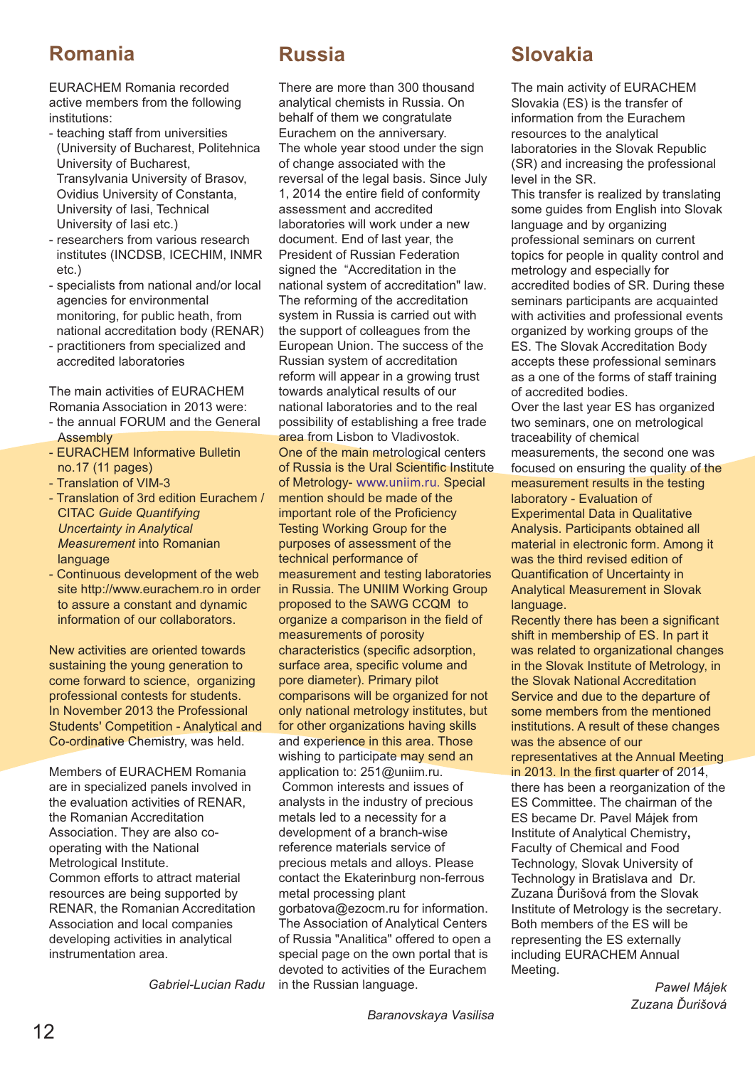## Romania

EURACHEM Romania recorded active members from the following institutions:

- teaching staff from universities (University of Bucharest, Politehnica University of Bucharest, Transylvania University of Brasov, Ovidius University of Constanta, University of Iasi, Technical University of Iasi etc.)
- researchers from various research institutes (INCDSB, ICECHIM, INMR etc.)
- specialists from national and/or local agencies for environmental monitoring, for public heath, from national accreditation body (RENAR)
- practitioners from specialized and accredited laboratories

The main activities of EURACHEM Romania Association in 2013 were:

- the annual FORUM and the General Assembly
- EURACHEM Informative Bulletin no.17 (11 pages)
- Translation of VIM-3
- Translation of 3rd edition Eurachem / CITAC *Guide Quantifying Uncertainty in Analytical Measurement* into Romanian language
- Continuous development of the web site http://www.eurachem.ro in order to assure a constant and dynamic information of our collaborators.

New activities are oriented towards sustaining the young generation to come forward to science, organizing professional contests for students. In November 2013 the Professional Students' Competition - Analytical and Co-ordinative Chemistry, was held.

Members of EURACHEM Romania are in specialized panels involved in the evaluation activities of RENAR, the Romanian Accreditation Association. They are also co-operating with the National Metrological Institute.
Common efforts to attract material resources are being supported by RENAR, the Romanian Accreditation Association and local companies developing activities in analytical instrumentation area.

*Gabriel-Lucian Radu*

## Russia

There are more than 300 thousand analytical chemists in Russia. On behalf of them we congratulate Eurachem on the anniversary.
The whole year stood under the sign of change associated with the reversal of the legal basis. Since July 1, 2014 the entire field of conformity assessment and accredited laboratories will work under a new document. End of last year, the President of Russian Federation signed the "Accreditation in the national system of accreditation" law. The reforming of the accreditation system in Russia is carried out with the support of colleagues from the European Union. The success of the Russian system of accreditation reform will appear in a growing trust towards analytical results of our national laboratories and to the real possibility of establishing a free trade area from Lisbon to Vladivostok.
One of the main metrological centers of Russia is the Ural Scientific Institute of Metrology- www.uniim.ru. Special mention should be made of the important role of the Proficiency Testing Working Group for the purposes of assessment of the technical performance of measurement and testing laboratories in Russia. The UNIIM Working Group proposed to the SAWG CCQM to organize a comparison in the field of measurements of porosity characteristics (specific adsorption, surface area, specific volume and pore diameter). Primary pilot comparisons will be organized for not only national metrology institutes, but for other organizations having skills and experience in this area. Those wishing to participate may send an application to: 251@uniim.ru.
Common interests and issues of analysts in the industry of precious metals led to a necessity for a development of a branch-wise reference materials service of precious metals and alloys. Please contact the Ekaterinburg non-ferrous metal processing plant gorbatova@ezocm.ru for information.
The Association of Analytical Centers of Russia "Analitica" offered to open a special page on the own portal that is devoted to activities of the Eurachem in the Russian language.

*Baranovskaya Vasilisa*

## Slovakia

The main activity of EURACHEM Slovakia (ES) is the transfer of information from the Eurachem resources to the analytical laboratories in the Slovak Republic (SR) and increasing the professional level in the SR.
This transfer is realized by translating some guides from English into Slovak language and by organizing professional seminars on current topics for people in quality control and metrology and especially for accredited bodies of SR. During these seminars participants are acquainted with activities and professional events organized by working groups of the ES. The Slovak Accreditation Body accepts these professional seminars as a one of the forms of staff training of accredited bodies.
Over the last year ES has organized two seminars, one on metrological traceability of chemical measurements, the second one was focused on ensuring the quality of the measurement results in the testing laboratory - Evaluation of Experimental Data in Qualitative Analysis. Participants obtained all material in electronic form. Among it was the third revised edition of Quantification of Uncertainty in Analytical Measurement in Slovak language.
Recently there has been a significant shift in membership of ES. In part it was related to organizational changes in the Slovak Institute of Metrology, in the Slovak National Accreditation Service and due to the departure of some members from the mentioned institutions. A result of these changes was the absence of our representatives at the Annual Meeting in 2013. In the first quarter of 2014, there has been a reorganization of the ES Committee. The chairman of the ES became Dr. Pavel Májek from Institute of Analytical Chemistry, Faculty of Chemical and Food Technology, Slovak University of Technology in Bratislava and Dr. Zuzana Ďurišová from the Slovak Institute of Metrology is the secretary. Both members of the ES will be representing the ES externally including EURACHEM Annual Meeting.

*Pawel Májek*
*Zuzana Ďurišová*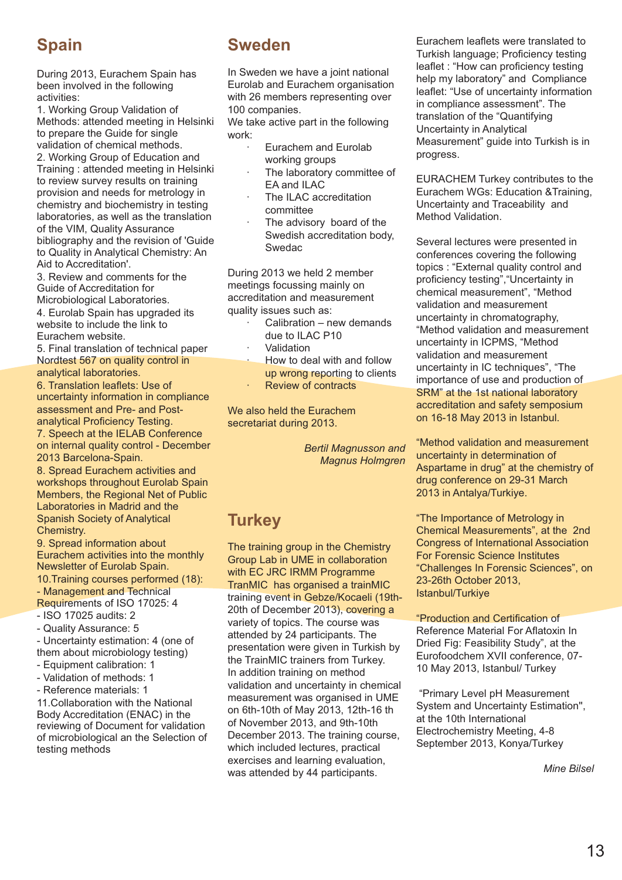## Spain

During 2013, Eurachem Spain has been involved in the following activities:

1. Working Group Validation of Methods: attended meeting in Helsinki to prepare the Guide for single validation of chemical methods.
2. Working Group of Education and Training : attended meeting in Helsinki to review survey results on training provision and needs for metrology in chemistry and biochemistry in testing laboratories, as well as the translation of the VIM, Quality Assurance bibliography and the revision of 'Guide to Quality in Analytical Chemistry: An Aid to Accreditation'.
3. Review and comments for the Guide of Accreditation for Microbiological Laboratories.
4. Eurolab Spain has upgraded its website to include the link to Eurachem website.
5. Final translation of technical paper Nordtest 567 on quality control in analytical laboratories.
6. Translation leaflets: Use of uncertainty information in compliance assessment and Pre- and Post-analytical Proficiency Testing.
7. Speech at the IELAB Conference on internal quality control - December 2013 Barcelona-Spain.
8. Spread Eurachem activities and workshops throughout Eurolab Spain Members, the Regional Net of Public Laboratories in Madrid and the Spanish Society of Analytical Chemistry.
9. Spread information about Eurachem activities into the monthly Newsletter of Eurolab Spain.
10.Training courses performed (18):
   - Management and Technical Requirements of ISO 17025: 4
   - ISO 17025 audits: 2
   - Quality Assurance: 5
   - Uncertainty estimation: 4 (one of them about microbiology testing)
   - Equipment calibration: 1
   - Validation of methods: 1
   - Reference materials: 1
11.Collaboration with the National Body Accreditation (ENAC) in the reviewing of Document for validation of microbiological an the Selection of testing methods

## Sweden

In Sweden we have a joint national Eurolab and Eurachem organisation with 26 members representing over 100 companies.

We take active part in the following work:

- Eurachem and Eurolab working groups
- The laboratory committee of EA and ILAC
- The ILAC accreditation committee
- The advisory board of the Swedish accreditation body, Swedac

During 2013 we held 2 member meetings focussing mainly on accreditation and measurement quality issues such as:

- Calibration – new demands due to ILAC P10
- Validation
- How to deal with and follow up wrong reporting to clients
- Review of contracts

We also held the Eurachem secretariat during 2013.

*Bertil Magnusson and Magnus Holmgren*

## Turkey

The training group in the Chemistry Group Lab in UME in collaboration with EC JRC IRMM Programme TranMIC has organised a trainMIC training event in Gebze/Kocaeli (19th-20th of December 2013), covering a variety of topics. The course was attended by 24 participants. The presentation were given in Turkish by the TrainMIC trainers from Turkey. In addition training on method validation and uncertainty in chemical measurement was organised in UME on 6th-10th of May 2013, 12th-16 th of November 2013, and 9th-10th December 2013. The training course, which included lectures, practical exercises and learning evaluation, was attended by 44 participants.

Eurachem leaflets were translated to Turkish language; Proficiency testing leaflet : “How can proficiency testing help my laboratory” and Compliance leaflet: “Use of uncertainty information in compliance assessment”. The translation of the “Quantifying Uncertainty in Analytical Measurement” guide into Turkish is in progress.

EURACHEM Turkey contributes to the Eurachem WGs: Education &Training, Uncertainty and Traceability and Method Validation.

Several lectures were presented in conferences covering the following topics : “External quality control and proficiency testing”,“Uncertainty in chemical measurement”, “Method validation and measurement uncertainty in chromatography, “Method validation and measurement uncertainty in ICPMS, “Method validation and measurement uncertainty in IC techniques”, “The importance of use and production of SRM” at the 1st national laboratory accreditation and safety semposium on 16-18 May 2013 in Istanbul.

“Method validation and measurement uncertainty in determination of Aspartame in drug” at the chemistry of drug conference on 29-31 March 2013 in Antalya/Turkiye.

“The Importance of Metrology in Chemical Measurements”, at the 2nd Congress of International Association For Forensic Science Institutes “Challenges In Forensic Sciences”, on 23-26th October 2013, Istanbul/Turkiye

“Production and Certification of Reference Material For Aflatoxin In Dried Fig: Feasibility Study”, at the Eurofoodchem XVII conference, 07-10 May 2013, Istanbul/ Turkey

“Primary Level pH Measurement System and Uncertainty Estimation", at the 10th International Electrochemistry Meeting, 4-8 September 2013, Konya/Turkey

*Mine Bilsel*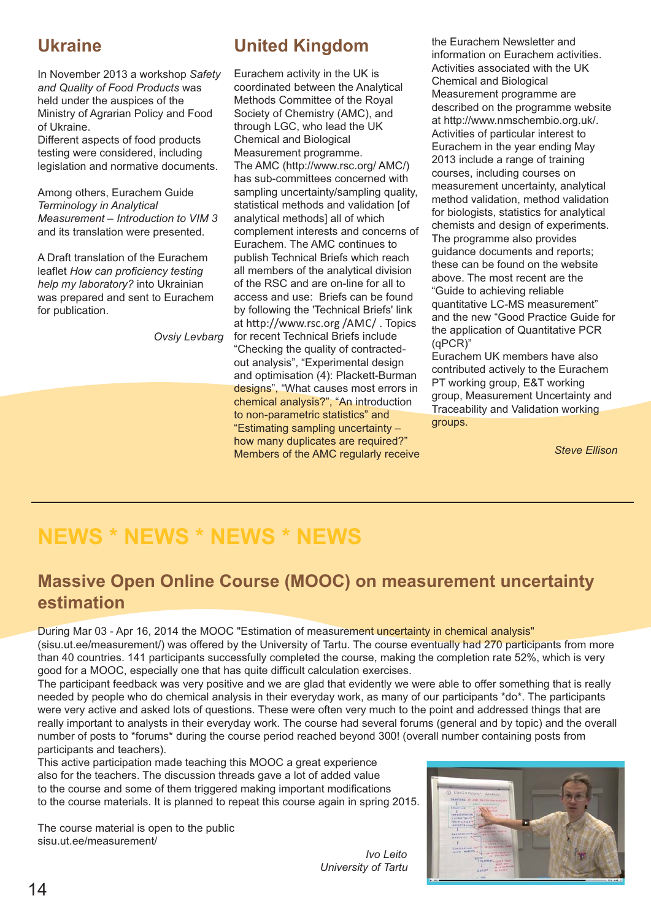## Ukraine

In November 2013 a workshop *Safety and Quality of Food Products* was held under the auspices of the Ministry of Agrarian Policy and Food of Ukraine.
Different aspects of food products testing were considered, including legislation and normative documents.

Among others, Eurachem Guide *Terminology in Analytical Measurement – Introduction to VIM 3* and its translation were presented.

A Draft translation of the Eurachem leaflet *How can proficiency testing help my laboratory?* into Ukrainian was prepared and sent to Eurachem for publication.

*Ovsiy Levbarg*

## United Kingdom

Eurachem activity in the UK is coordinated between the Analytical Methods Committee of the Royal Society of Chemistry (AMC), and through LGC, who lead the UK Chemical and Biological Measurement programme.
The AMC (http://www.rsc.org/ AMC/) has sub-committees concerned with sampling uncertainty/sampling quality, statistical methods and validation [of analytical methods] all of which complement interests and concerns of Eurachem. The AMC continues to publish Technical Briefs which reach all members of the analytical division of the RSC and are on-line for all to access and use: Briefs can be found by following the 'Technical Briefs' link at http://www.rsc.org /AMC/ . Topics for recent Technical Briefs include "Checking the quality of contracted-out analysis", "Experimental design and optimisation (4): Plackett-Burman designs", "What causes most errors in chemical analysis?", "An introduction to non-parametric statistics" and "Estimating sampling uncertainty – how many duplicates are required?" Members of the AMC regularly receive the Eurachem Newsletter and information on Eurachem activities.
Activities associated with the UK Chemical and Biological Measurement programme are described on the programme website at http://www.nmschembio.org.uk/.
Activities of particular interest to Eurachem in the year ending May 2013 include a range of training courses, including courses on measurement uncertainty, analytical method validation, method validation for biologists, statistics for analytical chemists and design of experiments.
The programme also provides guidance documents and reports; these can be found on the website above. The most recent are the "Guide to achieving reliable quantitative LC-MS measurement" and the new "Good Practice Guide for the application of Quantitative PCR (qPCR)"
Eurachem UK members have also contributed actively to the Eurachem PT working group, E&T working group, Measurement Uncertainty and Traceability and Validation working groups.

*Steve Ellison*

# NEWS * NEWS * NEWS * NEWS

## Massive Open Online Course (MOOC) on measurement uncertainty estimation

During Mar 03 - Apr 16, 2014 the MOOC "Estimation of measurement uncertainty in chemical analysis" (sisu.ut.ee/measurement/) was offered by the University of Tartu. The course eventually had 270 participants from more than 40 countries. 141 participants successfully completed the course, making the completion rate 52%, which is very good for a MOOC, especially one that has quite difficult calculation exercises.
The participant feedback was very positive and we are glad that evidently we were able to offer something that is really needed by people who do chemical analysis in their everyday work, as many of our participants *do*. The participants were very active and asked lots of questions. These were often very much to the point and addressed things that are really important to analysts in their everyday work. The course had several forums (general and by topic) and the overall number of posts to *forums* during the course period reached beyond 300! (overall number containing posts from participants and teachers).
This active participation made teaching this MOOC a great experience also for the teachers. The discussion threads gave a lot of added value to the course and some of them triggered making important modifications to the course materials. It is planned to repeat this course again in spring 2015.

The course material is open to the public
sisu.ut.ee/measurement/

*Ivo Leito*
*University of Tartu*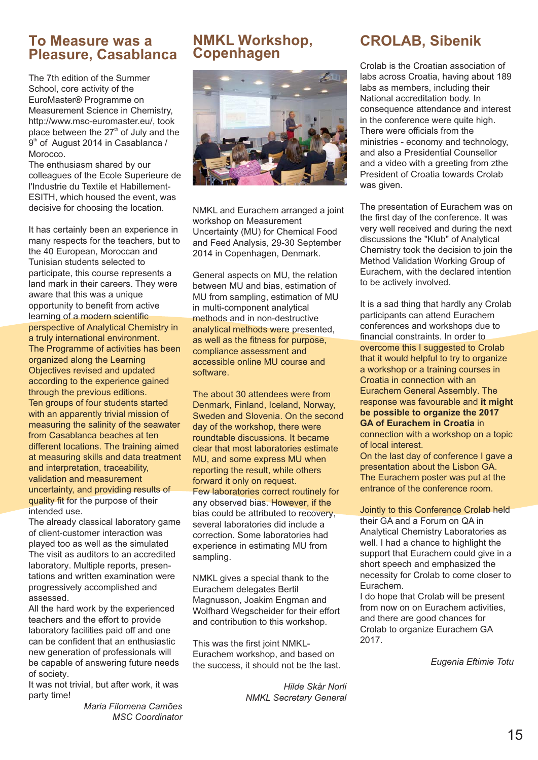## To Measure was a Pleasure, Casablanca

The 7th edition of the Summer School, core activity of the EuroMaster® Programme on Measurement Science in Chemistry, http://www.msc-euromaster.eu/, took place between the 27th of July and the 9th of August 2014 in Casablanca / Morocco.
The enthusiasm shared by our colleagues of the Ecole Superieure de l'Industrie du Textile et Habillement-ESITH, which housed the event, was decisive for choosing the location.

It has certainly been an experience in many respects for the teachers, but to the 40 European, Moroccan and Tunisian students selected to participate, this course represents a land mark in their careers. They were aware that this was a unique opportunity to benefit from active learning of a modern scientific perspective of Analytical Chemistry in a truly international environment.
The Programme of activities has been organized along the Learning Objectives revised and updated according to the experience gained through the previous editions.
Ten groups of four students started with an apparently trivial mission of measuring the salinity of the seawater from Casablanca beaches at ten different locations. The training aimed at measuring skills and data treatment and interpretation, traceability, validation and measurement uncertainty, and providing results of quality fit for the purpose of their intended use.
The already classical laboratory game of client-customer interaction was played too as well as the simulated The visit as auditors to an accredited laboratory. Multiple reports, presentations and written examination were progressively accomplished and assessed.
All the hard work by the experienced teachers and the effort to provide laboratory facilities paid off and one can be confident that an enthusiastic new generation of professionals will be capable of answering future needs of society.
It was not trivial, but after work, it was party time!

*Maria Filomena Camões*
*MSC Coordinator*

## NMKL Workshop, Copenhagen

NMKL and Eurachem arranged a joint workshop on Measurement Uncertainty (MU) for Chemical Food and Feed Analysis, 29-30 September 2014 in Copenhagen, Denmark.

General aspects on MU, the relation between MU and bias, estimation of MU from sampling, estimation of MU in multi-component analytical methods and in non-destructive analytical methods were presented, as well as the fitness for purpose, compliance assessment and accessible online MU course and software.

The about 30 attendees were from Denmark, Finland, Iceland, Norway, Sweden and Slovenia. On the second day of the workshop, there were roundtable discussions. It became clear that most laboratories estimate MU, and some express MU when reporting the result, while others forward it only on request.
Few laboratories correct routinely for any observed bias. However, if the bias could be attributed to recovery, several laboratories did include a correction. Some laboratories had experience in estimating MU from sampling.

NMKL gives a special thank to the Eurachem delegates Bertil Magnusson, Joakim Engman and Wolfhard Wegscheider for their effort and contribution to this workshop.

This was the first joint NMKL-Eurachem workshop, and based on the success, it should not be the last.

*Hilde Skår Norli*
*NMKL Secretary General*

## CROLAB, Sibenik

Crolab is the Croatian association of labs across Croatia, having about 189 labs as members, including their National accreditation body. In consequence attendance and interest in the conference were quite high. There were officials from the ministries - economy and technology, and also a Presidential Counsellor and a video with a greeting from zthe President of Croatia towards Crolab was given.

The presentation of Eurachem was on the first day of the conference. It was very well received and during the next discussions the "Klub" of Analytical Chemistry took the decision to join the Method Validation Working Group of Eurachem, with the declared intention to be actively involved.

It is a sad thing that hardly any Crolab participants can attend Eurachem conferences and workshops due to financial constraints. In order to overcome this I suggested to Crolab that it would helpful to try to organize a workshop or a training courses in Croatia in connection with an Eurachem General Assembly. The response was favourable and **it might be possible to organize the 2017 GA of Eurachem in Croatia** in connection with a workshop on a topic of local interest.
On the last day of conference I gave a presentation about the Lisbon GA. The Eurachem poster was put at the entrance of the conference room.

Jointly to this Conference Crolab held their GA and a Forum on QA in Analytical Chemistry Laboratories as well. I had a chance to highlight the support that Eurachem could give in a short speech and emphasized the necessity for Crolab to come closer to Eurachem.
I do hope that Crolab will be present from now on on Eurachem activities, and there are good chances for Crolab to organize Eurachem GA 2017.

*Eugenia Eftimie Totu*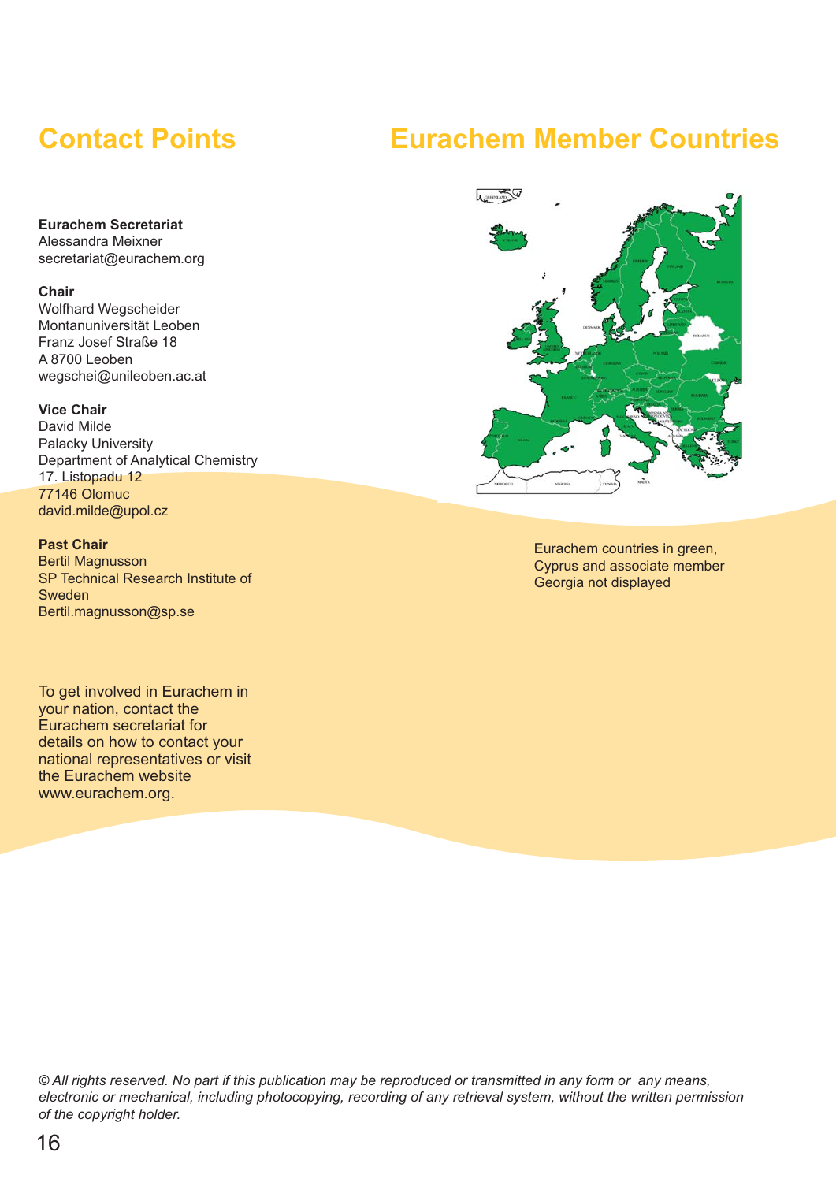## Contact Points

**Eurachem Secretariat**
Alessandra Meixner
secretariat@eurachem.org

**Chair**
Wolfhard Wegscheider
Montanuniversität Leoben
Franz Josef Straße 18
A 8700 Leoben
wegschei@unileoben.ac.at

**Vice Chair**
David Milde
Palacky University
Department of Analytical Chemistry
17. Listopadu 12
77146 Olomuc
david.milde@upol.cz

**Past Chair**
Bertil Magnusson
SP Technical Research Institute of Sweden
Bertil.magnusson@sp.se

To get involved in Eurachem in your nation, contact the Eurachem secretariat for details on how to contact your national representatives or visit the Eurachem website www.eurachem.org.

## Eurachem Member Countries

Eurachem countries in green, Cyprus and associate member Georgia not displayed

*© All rights reserved. No part if this publication may be reproduced or transmitted in any form or any means, electronic or mechanical, including photocopying, recording of any retrieval system, without the written permission of the copyright holder.*